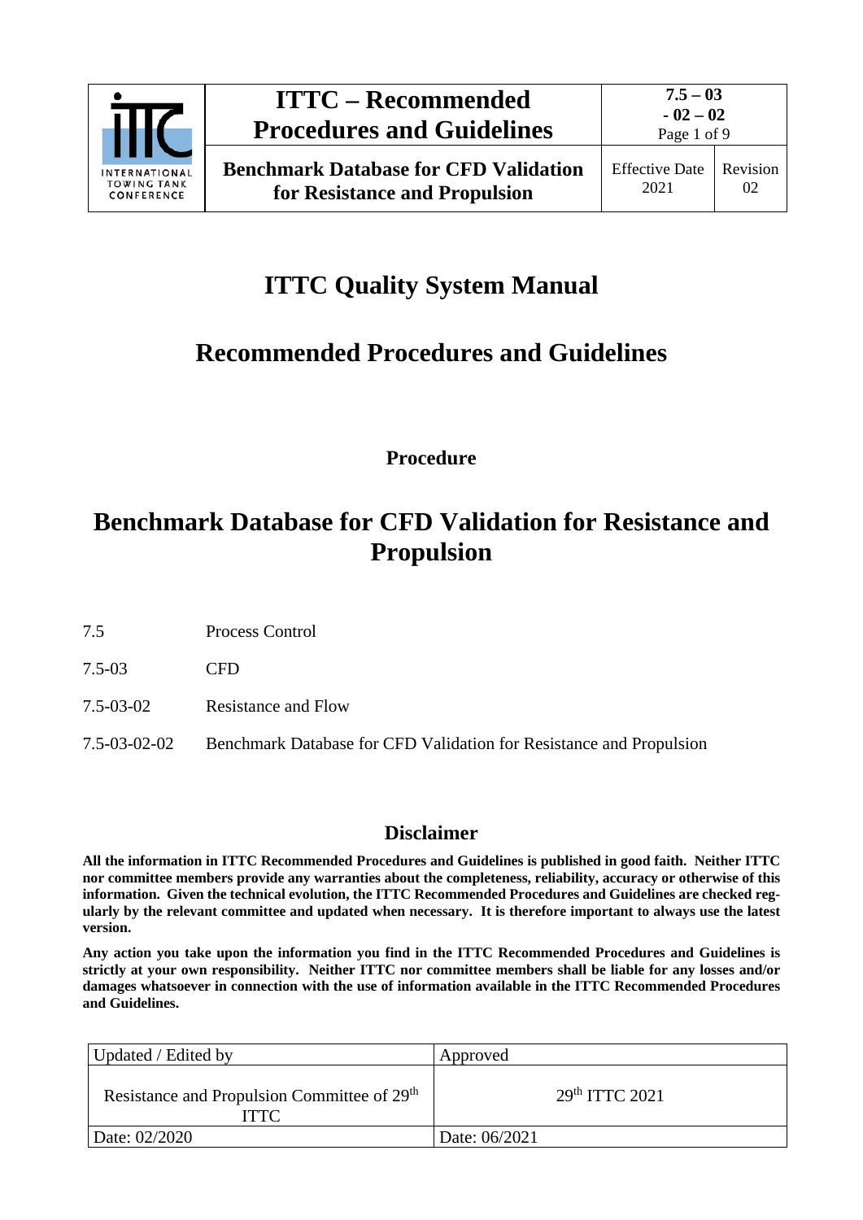# ITTC Quality System Manual

## Recommended Procedures and Guidelines

**Procedure**

# Benchmark Database for CFD Validation for Resistance and Propulsion

7.5 Process Control

7.5-03 CFD

7.5-03-02 Resistance and Flow

7.5-03-02-02 Benchmark Database for CFD Validation for Resistance and Propulsion

## Disclaimer

**All the information in ITTC Recommended Procedures and Guidelines is published in good faith. Neither ITTC nor committee members provide any warranties about the completeness, reliability, accuracy or otherwise of this information. Given the technical evolution, the ITTC Recommended Procedures and Guidelines are checked regularly by the relevant committee and updated when necessary. It is therefore important to always use the latest version.**

**Any action you take upon the information you find in the ITTC Recommended Procedures and Guidelines is strictly at your own responsibility. Neither ITTC nor committee members shall be liable for any losses and/or damages whatsoever in connection with the use of information available in the ITTC Recommended Procedures and Guidelines.**

| Updated / Edited by | Approved |
|---|---|
| Resistance and Propulsion Committee of 29th ITTC | 29th ITTC 2021 |
| Date: 02/2020 | Date: 06/2021 |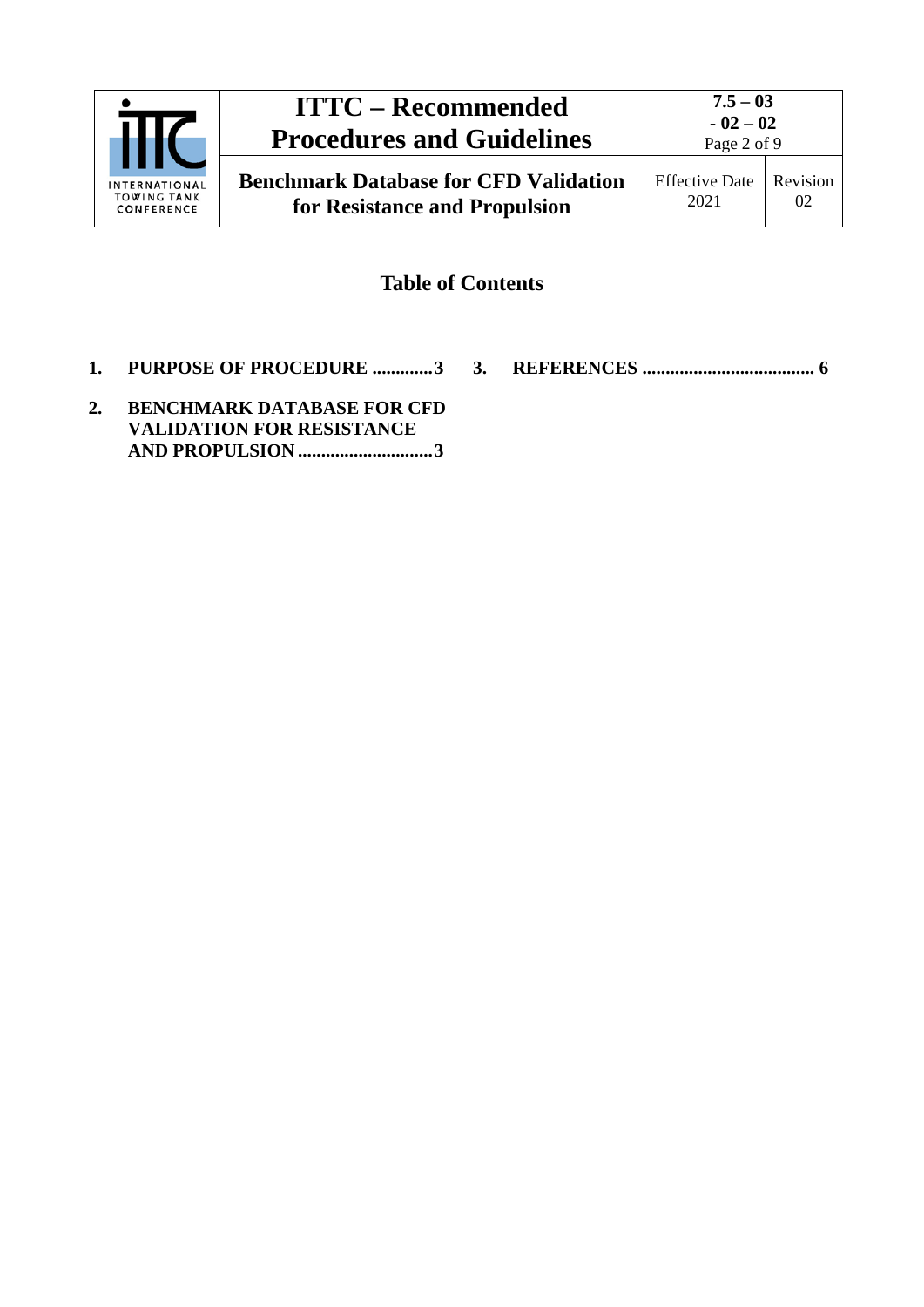## Table of Contents

1. **PURPOSE OF PROCEDURE .............3**
2. **BENCHMARK DATABASE FOR CFD VALIDATION FOR RESISTANCE AND PROPULSION .............................3**
3. **REFERENCES ..................................... 6**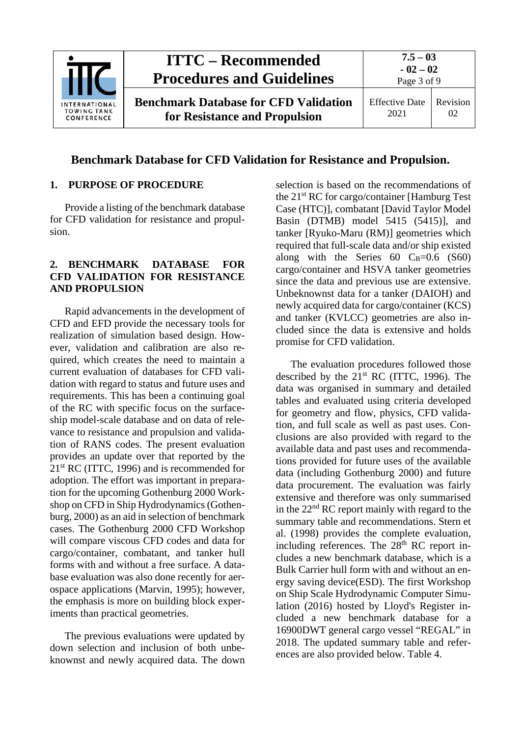# Benchmark Database for CFD Validation for Resistance and Propulsion.

## 1. PURPOSE OF PROCEDURE

Provide a listing of the benchmark database for CFD validation for resistance and propulsion.

## 2. BENCHMARK DATABASE FOR CFD VALIDATION FOR RESISTANCE AND PROPULSION

Rapid advancements in the development of CFD and EFD provide the necessary tools for realization of simulation based design. However, validation and calibration are also required, which creates the need to maintain a current evaluation of databases for CFD validation with regard to status and future uses and requirements. This has been a continuing goal of the RC with specific focus on the surface-ship model-scale database and on data of relevance to resistance and propulsion and validation of RANS codes. The present evaluation provides an update over that reported by the 21st RC (ITTC, 1996) and is recommended for adoption. The effort was important in preparation for the upcoming Gothenburg 2000 Workshop on CFD in Ship Hydrodynamics (Gothenburg, 2000) as an aid in selection of benchmark cases. The Gothenburg 2000 CFD Workshop will compare viscous CFD codes and data for cargo/container, combatant, and tanker hull forms with and without a free surface. A database evaluation was also done recently for aerospace applications (Marvin, 1995); however, the emphasis is more on building block experiments than practical geometries.

The previous evaluations were updated by down selection and inclusion of both unbeknownst and newly acquired data. The down selection is based on the recommendations of the 21st RC for cargo/container [Hamburg Test Case (HTC)], combatant [David Taylor Model Basin (DTMB) model 5415 (5415)], and tanker [Ryuko-Maru (RM)] geometries which required that full-scale data and/or ship existed along with the Series 60 $C_B$=0.6 (S60) cargo/container and HSVA tanker geometries since the data and previous use are extensive. Unbeknownst data for a tanker (DAIOH) and newly acquired data for cargo/container (KCS) and tanker (KVLCC) geometries are also included since the data is extensive and holds promise for CFD validation.

The evaluation procedures followed those described by the 21st RC (ITTC, 1996). The data was organised in summary and detailed tables and evaluated using criteria developed for geometry and flow, physics, CFD validation, and full scale as well as past uses. Conclusions are also provided with regard to the available data and past uses and recommendations provided for future uses of the available data (including Gothenburg 2000) and future data procurement. The evaluation was fairly extensive and therefore was only summarised in the 22nd RC report mainly with regard to the summary table and recommendations. Stern et al. (1998) provides the complete evaluation, including references. The 28th RC report includes a new benchmark database, which is a Bulk Carrier hull form with and without an energy saving device(ESD). The first Workshop on Ship Scale Hydrodynamic Computer Simulation (2016) hosted by Lloyd's Register included a new benchmark database for a 16900DWT general cargo vessel "REGAL" in 2018. The updated summary table and references are also provided below. Table 4.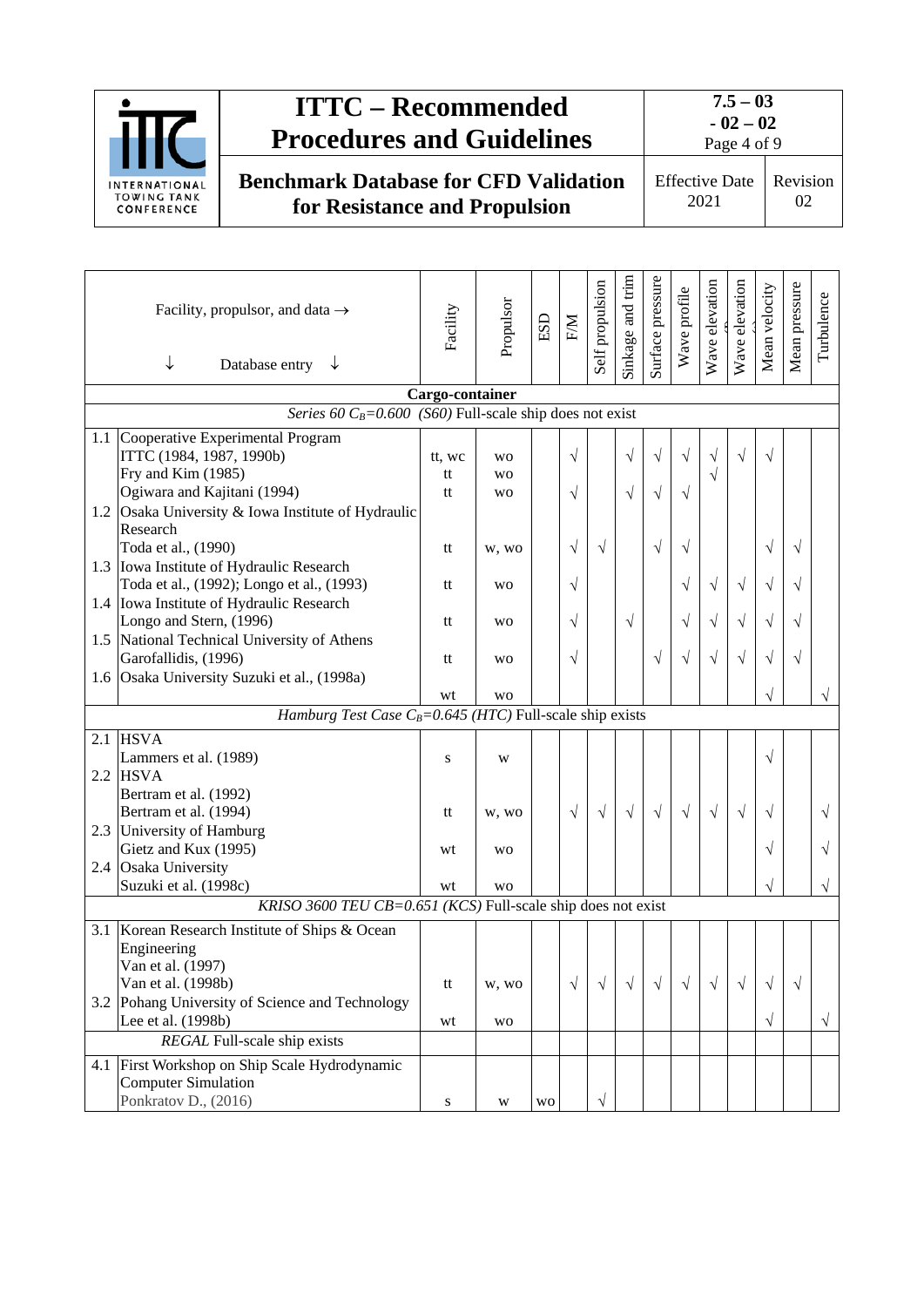| | Facility, propulsor, and data → <br> ↓ Database entry ↓ | Facility | Propulsor | ESD | F/M | Self propulsion | Sinkage and trim | Surface pressure | Wave profile | Wave elevation | Wave elevation | Mean velocity | Mean pressure | Turbulence |
|---|---|---|---|---|---|---|---|---|---|---|---|---|---|---|
| | **Cargo-container** | | | | | | | | | | | | | |
| | *Series 60 $C_B$=0.600 (S60)* Full-scale ship does not exist | | | | | | | | | | | | | |
| 1.1 | Cooperative Experimental Program | | | | | | | | | | | | | |
| | ITTC (1984, 1987, 1990b) | tt, wc | wo | | √ | | √ | √ | √ | √ | √ | √ | | |
| | Fry and Kim (1985) | tt | wo | | | | | | | √ | | | | |
| | Ogiwara and Kajitani (1994) | tt | wo | | √ | | √ | √ | √ | | | | | |
| 1.2 | Osaka University & Iowa Institute of Hydraulic Research | | | | | | | | | | | | | |
| | Toda et al., (1990) | tt | w, wo | | √ | √ | | √ | √ | | | √ | √ | |
| 1.3 | Iowa Institute of Hydraulic Research | | | | | | | | | | | | | |
| | Toda et al., (1992); Longo et al., (1993) | tt | wo | | √ | | | | √ | √ | √ | √ | √ | |
| 1.4 | Iowa Institute of Hydraulic Research | | | | | | | | | | | | | |
| | Longo and Stern, (1996) | tt | wo | | √ | | √ | | √ | √ | √ | √ | √ | |
| 1.5 | National Technical University of Athens | | | | | | | | | | | | | |
| | Garofallidis, (1996) | tt | wo | | √ | | | √ | √ | √ | √ | √ | √ | |
| 1.6 | Osaka University Suzuki et al., (1998a) | wt | wo | | | | | | | | | √ | | √ |
| | *Hamburg Test Case $C_B$=0.645 (HTC)* Full-scale ship exists | | | | | | | | | | | | | |
| 2.1 | HSVA | | | | | | | | | | | | | |
| | Lammers et al. (1989) | s | w | | | | | | | | | √ | | |
| 2.2 | HSVA | | | | | | | | | | | | | |
| | Bertram et al. (1992) <br> Bertram et al. (1994) | tt | w, wo | | √ | √ | √ | √ | √ | √ | √ | √ | | √ |
| 2.3 | University of Hamburg | | | | | | | | | | | | | |
| | Gietz and Kux (1995) | wt | wo | | | | | | | | | √ | | √ |
| 2.4 | Osaka University | | | | | | | | | | | | | |
| | Suzuki et al. (1998c) | wt | wo | | | | | | | | | √ | | √ |
| | *KRISO 3600 TEU CB=0.651 (KCS)* Full-scale ship does not exist | | | | | | | | | | | | | |
| 3.1 | Korean Research Institute of Ships & Ocean Engineering | | | | | | | | | | | | | |
| | Van et al. (1997) <br> Van et al. (1998b) | tt | w, wo | | √ | √ | √ | √ | √ | √ | √ | √ | √ | |
| 3.2 | Pohang University of Science and Technology | | | | | | | | | | | | | |
| | Lee et al. (1998b) | wt | wo | | | | | | | | | √ | | √ |
| | *REGAL* Full-scale ship exists | | | | | | | | | | | | | |
| 4.1 | First Workshop on Ship Scale Hydrodynamic Computer Simulation | | | | | | | | | | | | | |
| | Ponkratov D., (2016) | s | w | wo | | √ | | | | | | | | |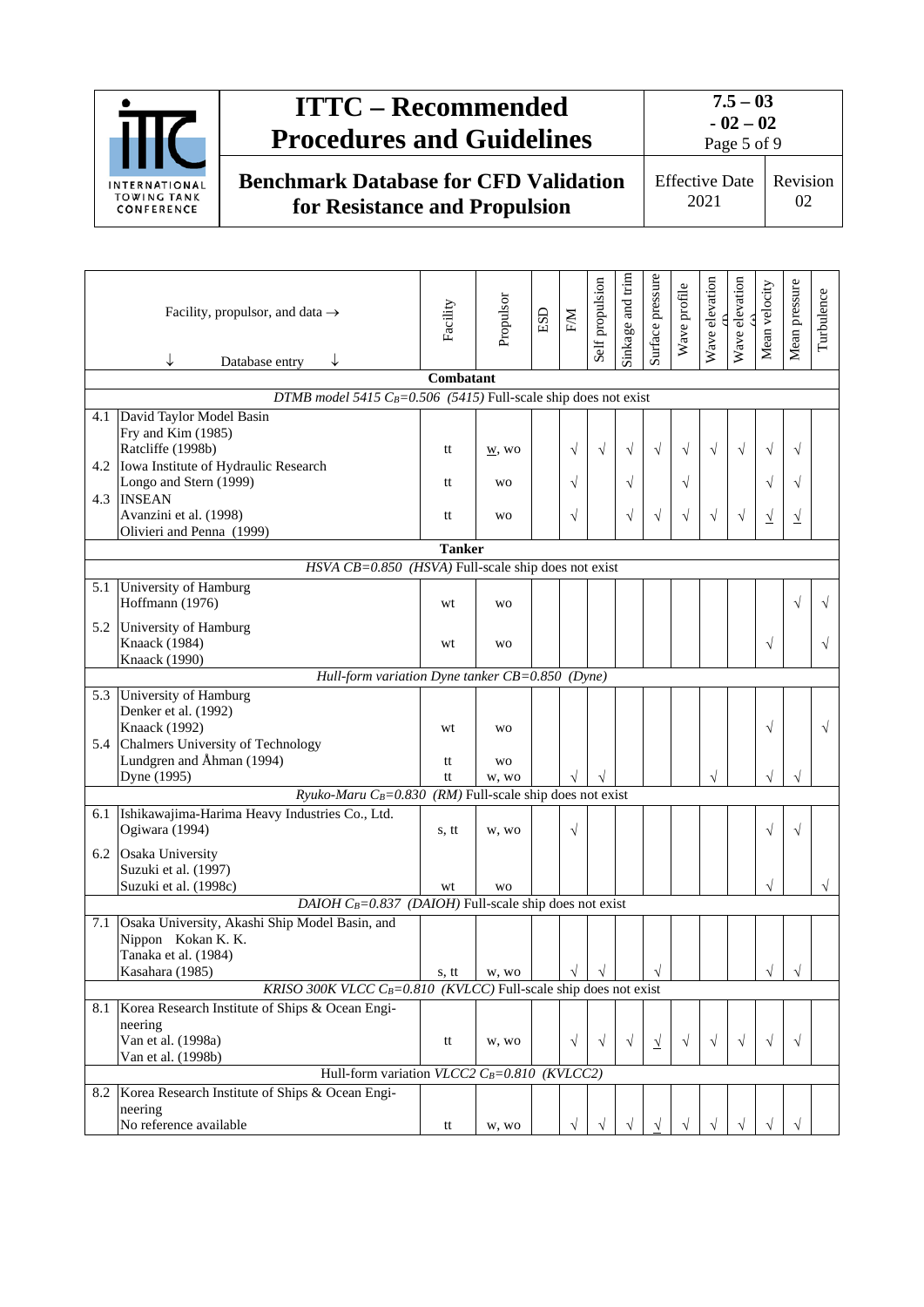| | Facility, propulsor, and data → <br> ↓ Database entry ↓ | Facility | Propulsor | ESD | F/M | Self propulsion | Sinkage and trim | Surface pressure | Wave profile | Wave elevation (f) | Wave elevation (a) | Mean velocity | Mean pressure | Turbulence |
|---|---|---|---|---|---|---|---|---|---|---|---|---|---|---|
| | **Combatant** | | | | | | | | | | | | | |
| | *DTMB model 5415 $C_B$=0.506 (5415)* Full-scale ship does not exist | | | | | | | | | | | | | |
| 4.1 | David Taylor Model Basin <br> Fry and Kim (1985) <br> Ratcliffe (1998b) | tt | <u>w</u>, wo | | √ | √ | √ | √ | √ | √ | √ | √ | √ | |
| 4.2 | Iowa Institute of Hydraulic Research <br> Longo and Stern (1999) | tt | wo | | √ | | √ | | √ | | | √ | √ | |
| 4.3 | INSEAN <br> Avanzini et al. (1998) <br> Olivieri and Penna (1999) | tt | wo | | √ | | √ | √ | √ | √ | √ | <u>√</u> | <u>√</u> | |
| | **Tanker** | | | | | | | | | | | | | |
| | *HSVA CB=0.850 (HSVA)* Full-scale ship does not exist | | | | | | | | | | | | | |
| 5.1 | University of Hamburg <br> Hoffmann (1976) | wt | wo | | | | | | | | | | √ | √ |
| 5.2 | University of Hamburg <br> Knaack (1984) <br> Knaack (1990) | wt | wo | | | | | | | | | √ | | √ |
| | *Hull-form variation Dyne tanker CB=0.850 (Dyne)* | | | | | | | | | | | | | |
| 5.3 | University of Hamburg <br> Denker et al. (1992) <br> Knaack (1992) | wt | wo | | | | | | | | | √ | | √ |
| 5.4 | Chalmers University of Technology <br> Lundgren and Åhman (1994) | tt | wo | | | | | | | | | | | |
| | Dyne (1995) | tt | w, wo | | √ | √ | | | | √ | | √ | √ | |
| | *Ryuko-Maru $C_B$=0.830 (RM)* Full-scale ship does not exist | | | | | | | | | | | | | |
| 6.1 | Ishikawajima-Harima Heavy Industries Co., Ltd. <br> Ogiwara (1994) | s, tt | w, wo | | √ | | | | | | | √ | √ | |
| 6.2 | Osaka University <br> Suzuki et al. (1997) <br> Suzuki et al. (1998c) | wt | wo | | | | | | | | | √ | | √ |
| | *DAIOH $C_B$=0.837 (DAIOH)* Full-scale ship does not exist | | | | | | | | | | | | | |
| 7.1 | Osaka University, Akashi Ship Model Basin, and Nippon Kokan K. K. <br> Tanaka et al. (1984) <br> Kasahara (1985) | s, tt | w, wo | | √ | √ | | √ | | | | √ | √ | |
| | *KRISO 300K VLCC $C_B$=0.810 (KVLCC)* Full-scale ship does not exist | | | | | | | | | | | | | |
| 8.1 | Korea Research Institute of Ships & Ocean Engineering <br> Van et al. (1998a) <br> Van et al. (1998b) | tt | w, wo | | √ | √ | √ | <u>√</u> | √ | √ | √ | √ | √ | |
| | Hull-form variation *VLCC2 $C_B$=0.810 (KVLCC2)* | | | | | | | | | | | | | |
| 8.2 | Korea Research Institute of Ships & Ocean Engineering <br> No reference available | tt | w, wo | | √ | √ | √ | <u>√</u> | √ | √ | √ | √ | √ | |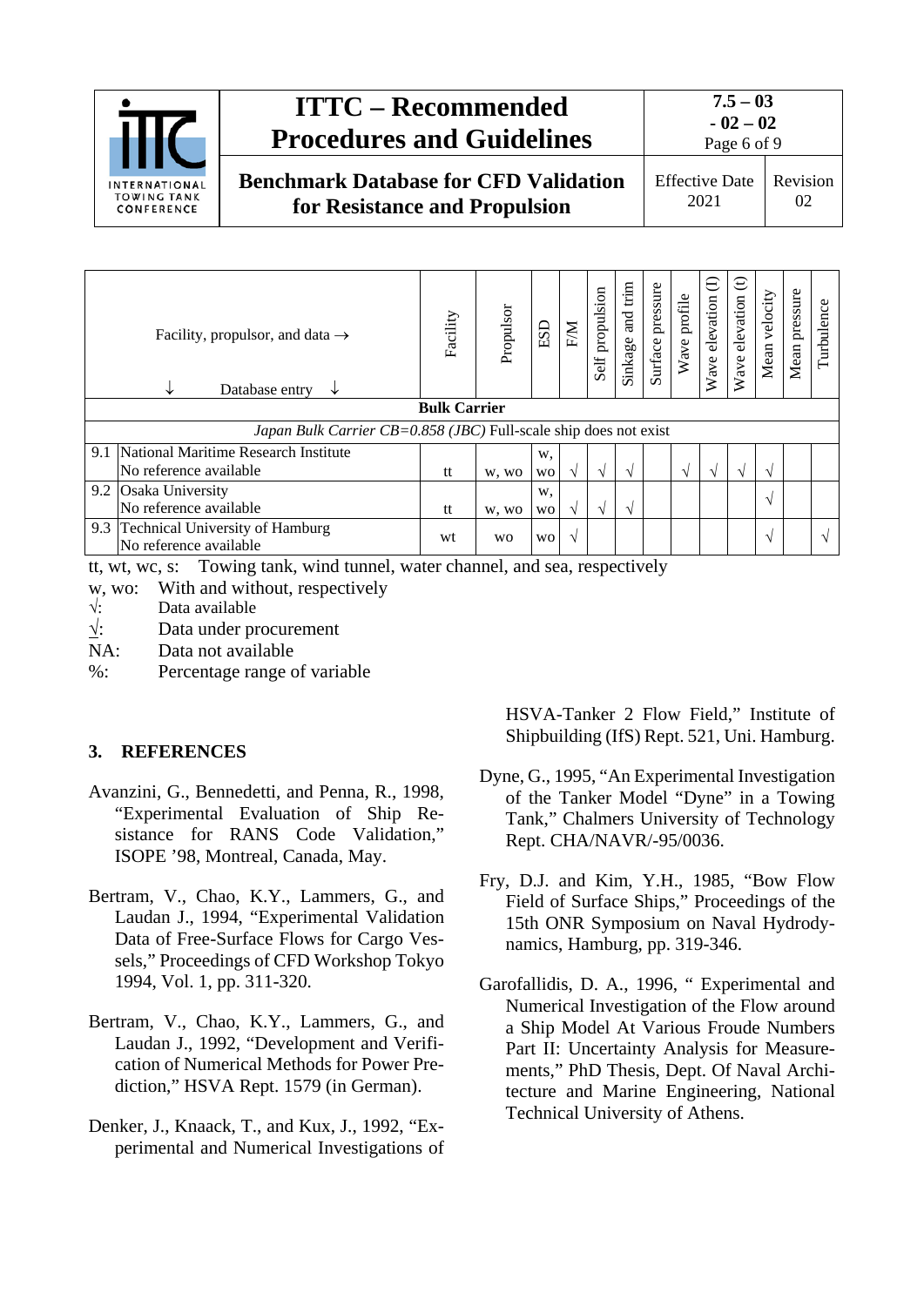| | Facility, propulsor, and data → <br> ↓ Database entry ↓ | Facility | Propulsor | ESD | F/M | Self propulsion | Sinkage and trim | Surface pressure | Wave profile | Wave elevation (l) | Wave elevation (t) | Mean velocity | Mean pressure | Turbulence |
|---|---|---|---|---|---|---|---|---|---|---|---|---|---|---|
| **Bulk Carrier** | | | | | | | | | | | | | | |
| *Japan Bulk Carrier CB=0.858 (JBC)* Full-scale ship does not exist | | | | | | | | | | | | | | |
| 9.1 | National Maritime Research Institute<br>No reference available | tt | w, wo | w, wo | √ | √ | √ | | √ | √ | √ | √ | | |
| 9.2 | Osaka University<br>No reference available | tt | w, wo | w, wo | √ | √ | √ | | | | | √ | | |
| 9.3 | Technical University of Hamburg<br>No reference available | wt | wo | wo | √ | | | | | | | √ | | √ |

tt, wt, wc, s: Towing tank, wind tunnel, water channel, and sea, respectively
w, wo: With and without, respectively
√: Data available
√̲: Data under procurement
NA: Data not available
%: Percentage range of variable

### 3. REFERENCES

Avanzini, G., Bennedetti, and Penna, R., 1998, "Experimental Evaluation of Ship Resistance for RANS Code Validation," ISOPE '98, Montreal, Canada, May.

Bertram, V., Chao, K.Y., Lammers, G., and Laudan J., 1994, "Experimental Validation Data of Free-Surface Flows for Cargo Vessels," Proceedings of CFD Workshop Tokyo 1994, Vol. 1, pp. 311-320.

Bertram, V., Chao, K.Y., Lammers, G., and Laudan J., 1992, "Development and Verification of Numerical Methods for Power Prediction," HSVA Rept. 1579 (in German).

Denker, J., Knaack, T., and Kux, J., 1992, "Experimental and Numerical Investigations of HSVA-Tanker 2 Flow Field," Institute of Shipbuilding (IfS) Rept. 521, Uni. Hamburg.

Dyne, G., 1995, "An Experimental Investigation of the Tanker Model "Dyne" in a Towing Tank," Chalmers University of Technology Rept. CHA/NAVR/-95/0036.

Fry, D.J. and Kim, Y.H., 1985, "Bow Flow Field of Surface Ships," Proceedings of the 15th ONR Symposium on Naval Hydrodynamics, Hamburg, pp. 319-346.

Garofallidis, D. A., 1996, " Experimental and Numerical Investigation of the Flow around a Ship Model At Various Froude Numbers Part II: Uncertainty Analysis for Measurements," PhD Thesis, Dept. Of Naval Architecture and Marine Engineering, National Technical University of Athens.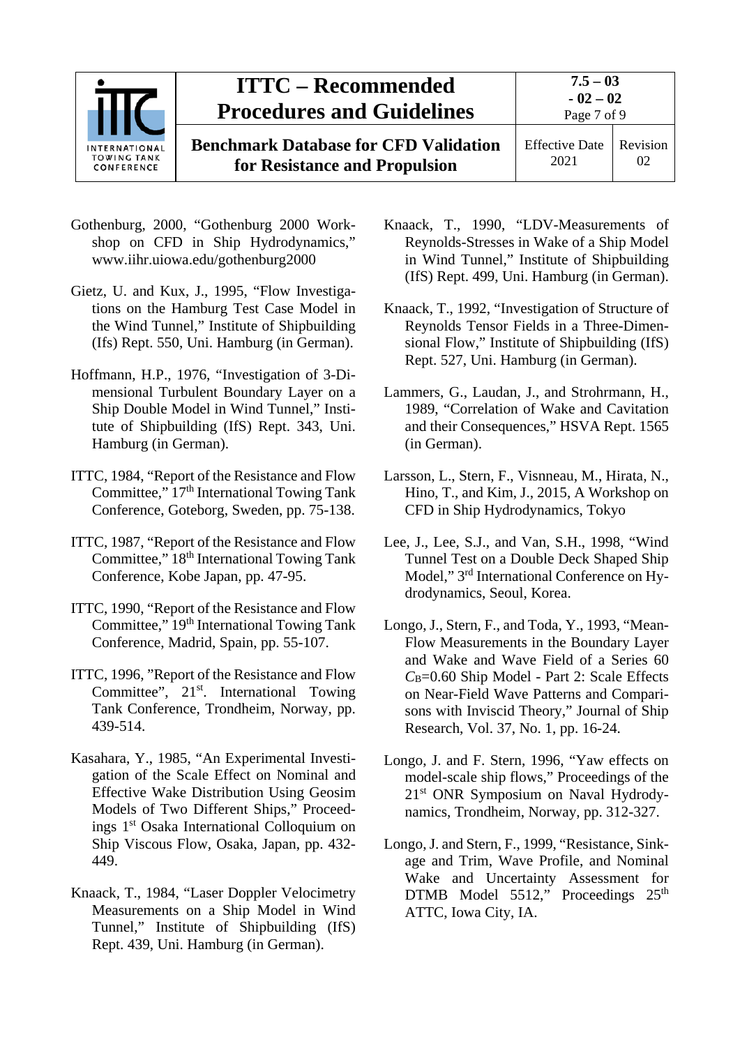Gothenburg, 2000, "Gothenburg 2000 Workshop on CFD in Ship Hydrodynamics," www.iihr.uiowa.edu/gothenburg2000

Gietz, U. and Kux, J., 1995, "Flow Investigations on the Hamburg Test Case Model in the Wind Tunnel," Institute of Shipbuilding (Ifs) Rept. 550, Uni. Hamburg (in German).

Hoffmann, H.P., 1976, "Investigation of 3-Dimensional Turbulent Boundary Layer on a Ship Double Model in Wind Tunnel," Institute of Shipbuilding (IfS) Rept. 343, Uni. Hamburg (in German).

ITTC, 1984, "Report of the Resistance and Flow Committee," 17th International Towing Tank Conference, Goteborg, Sweden, pp. 75-138.

ITTC, 1987, "Report of the Resistance and Flow Committee," 18th International Towing Tank Conference, Kobe Japan, pp. 47-95.

ITTC, 1990, "Report of the Resistance and Flow Committee," 19th International Towing Tank Conference, Madrid, Spain, pp. 55-107.

ITTC, 1996, "Report of the Resistance and Flow Committee", 21st. International Towing Tank Conference, Trondheim, Norway, pp. 439-514.

Kasahara, Y., 1985, "An Experimental Investigation of the Scale Effect on Nominal and Effective Wake Distribution Using Geosim Models of Two Different Ships," Proceedings 1st Osaka International Colloquium on Ship Viscous Flow, Osaka, Japan, pp. 432-449.

Knaack, T., 1984, "Laser Doppler Velocimetry Measurements on a Ship Model in Wind Tunnel," Institute of Shipbuilding (IfS) Rept. 439, Uni. Hamburg (in German).

Knaack, T., 1990, "LDV-Measurements of Reynolds-Stresses in Wake of a Ship Model in Wind Tunnel," Institute of Shipbuilding (IfS) Rept. 499, Uni. Hamburg (in German).

Knaack, T., 1992, "Investigation of Structure of Reynolds Tensor Fields in a Three-Dimensional Flow," Institute of Shipbuilding (IfS) Rept. 527, Uni. Hamburg (in German).

Lammers, G., Laudan, J., and Strohrmann, H., 1989, "Correlation of Wake and Cavitation and their Consequences," HSVA Rept. 1565 (in German).

Larsson, L., Stern, F., Visnneau, M., Hirata, N., Hino, T., and Kim, J., 2015, A Workshop on CFD in Ship Hydrodynamics, Tokyo

Lee, J., Lee, S.J., and Van, S.H., 1998, "Wind Tunnel Test on a Double Deck Shaped Ship Model," 3rd International Conference on Hydrodynamics, Seoul, Korea.

Longo, J., Stern, F., and Toda, Y., 1993, "Mean-Flow Measurements in the Boundary Layer and Wake and Wave Field of a Series 60 $C_B$=0.60 Ship Model - Part 2: Scale Effects on Near-Field Wave Patterns and Comparisons with Inviscid Theory," Journal of Ship Research, Vol. 37, No. 1, pp. 16-24.

Longo, J. and F. Stern, 1996, "Yaw effects on model-scale ship flows," Proceedings of the 21st ONR Symposium on Naval Hydrodynamics, Trondheim, Norway, pp. 312-327.

Longo, J. and Stern, F., 1999, "Resistance, Sinkage and Trim, Wave Profile, and Nominal Wake and Uncertainty Assessment for DTMB Model 5512," Proceedings 25th ATTC, Iowa City, IA.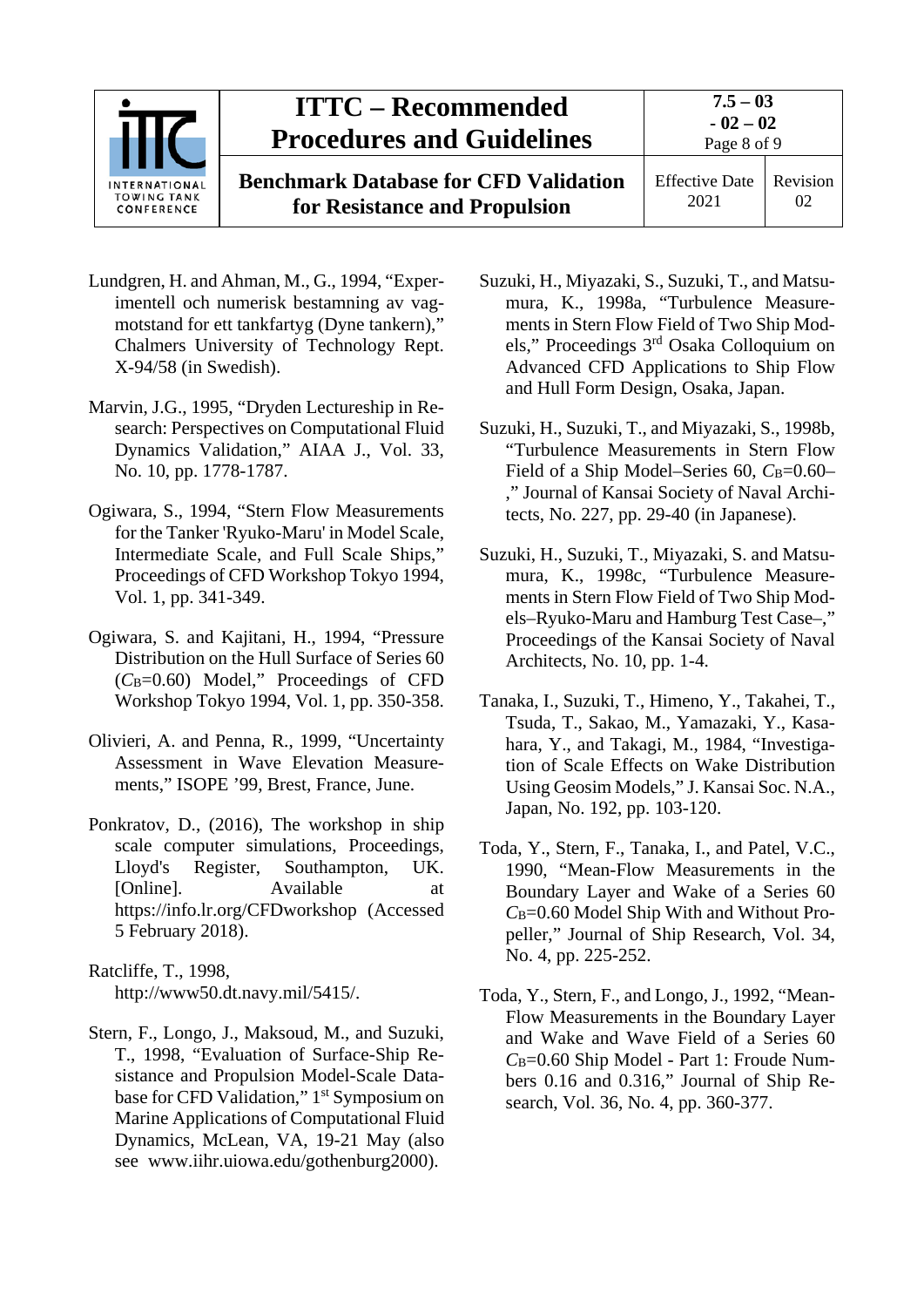Lundgren, H. and Ahman, M., G., 1994, "Experimentell och numerisk bestamning av vagmotstand for ett tankfartyg (Dyne tankern)," Chalmers University of Technology Rept. X-94/58 (in Swedish).

Marvin, J.G., 1995, "Dryden Lectureship in Research: Perspectives on Computational Fluid Dynamics Validation," AIAA J., Vol. 33, No. 10, pp. 1778-1787.

Ogiwara, S., 1994, "Stern Flow Measurements for the Tanker 'Ryuko-Maru' in Model Scale, Intermediate Scale, and Full Scale Ships," Proceedings of CFD Workshop Tokyo 1994, Vol. 1, pp. 341-349.

Ogiwara, S. and Kajitani, H., 1994, "Pressure Distribution on the Hull Surface of Series 60 ($C_B$=0.60) Model," Proceedings of CFD Workshop Tokyo 1994, Vol. 1, pp. 350-358.

Olivieri, A. and Penna, R., 1999, "Uncertainty Assessment in Wave Elevation Measurements," ISOPE '99, Brest, France, June.

Ponkratov, D., (2016), The workshop in ship scale computer simulations, Proceedings, Lloyd's Register, Southampton, UK. [Online]. Available at https://info.lr.org/CFDworkshop (Accessed 5 February 2018).

Ratcliffe, T., 1998, http://www50.dt.navy.mil/5415/.

Stern, F., Longo, J., Maksoud, M., and Suzuki, T., 1998, "Evaluation of Surface-Ship Resistance and Propulsion Model-Scale Database for CFD Validation," 1st Symposium on Marine Applications of Computational Fluid Dynamics, McLean, VA, 19-21 May (also see www.iihr.uiowa.edu/gothenburg2000).

Suzuki, H., Miyazaki, S., Suzuki, T., and Matsumura, K., 1998a, "Turbulence Measurements in Stern Flow Field of Two Ship Models," Proceedings 3rd Osaka Colloquium on Advanced CFD Applications to Ship Flow and Hull Form Design, Osaka, Japan.

Suzuki, H., Suzuki, T., and Miyazaki, S., 1998b, "Turbulence Measurements in Stern Flow Field of a Ship Model–Series 60, $C_B$=0.60–," Journal of Kansai Society of Naval Architects, No. 227, pp. 29-40 (in Japanese).

Suzuki, H., Suzuki, T., Miyazaki, S. and Matsumura, K., 1998c, "Turbulence Measurements in Stern Flow Field of Two Ship Models–Ryuko-Maru and Hamburg Test Case–," Proceedings of the Kansai Society of Naval Architects, No. 10, pp. 1-4.

Tanaka, I., Suzuki, T., Himeno, Y., Takahei, T., Tsuda, T., Sakao, M., Yamazaki, Y., Kasahara, Y., and Takagi, M., 1984, "Investigation of Scale Effects on Wake Distribution Using Geosim Models," J. Kansai Soc. N.A., Japan, No. 192, pp. 103-120.

Toda, Y., Stern, F., Tanaka, I., and Patel, V.C., 1990, "Mean-Flow Measurements in the Boundary Layer and Wake of a Series 60 $C_B$=0.60 Model Ship With and Without Propeller," Journal of Ship Research, Vol. 34, No. 4, pp. 225-252.

Toda, Y., Stern, F., and Longo, J., 1992, "Mean-Flow Measurements in the Boundary Layer and Wake and Wave Field of a Series 60 $C_B$=0.60 Ship Model - Part 1: Froude Numbers 0.16 and 0.316," Journal of Ship Research, Vol. 36, No. 4, pp. 360-377.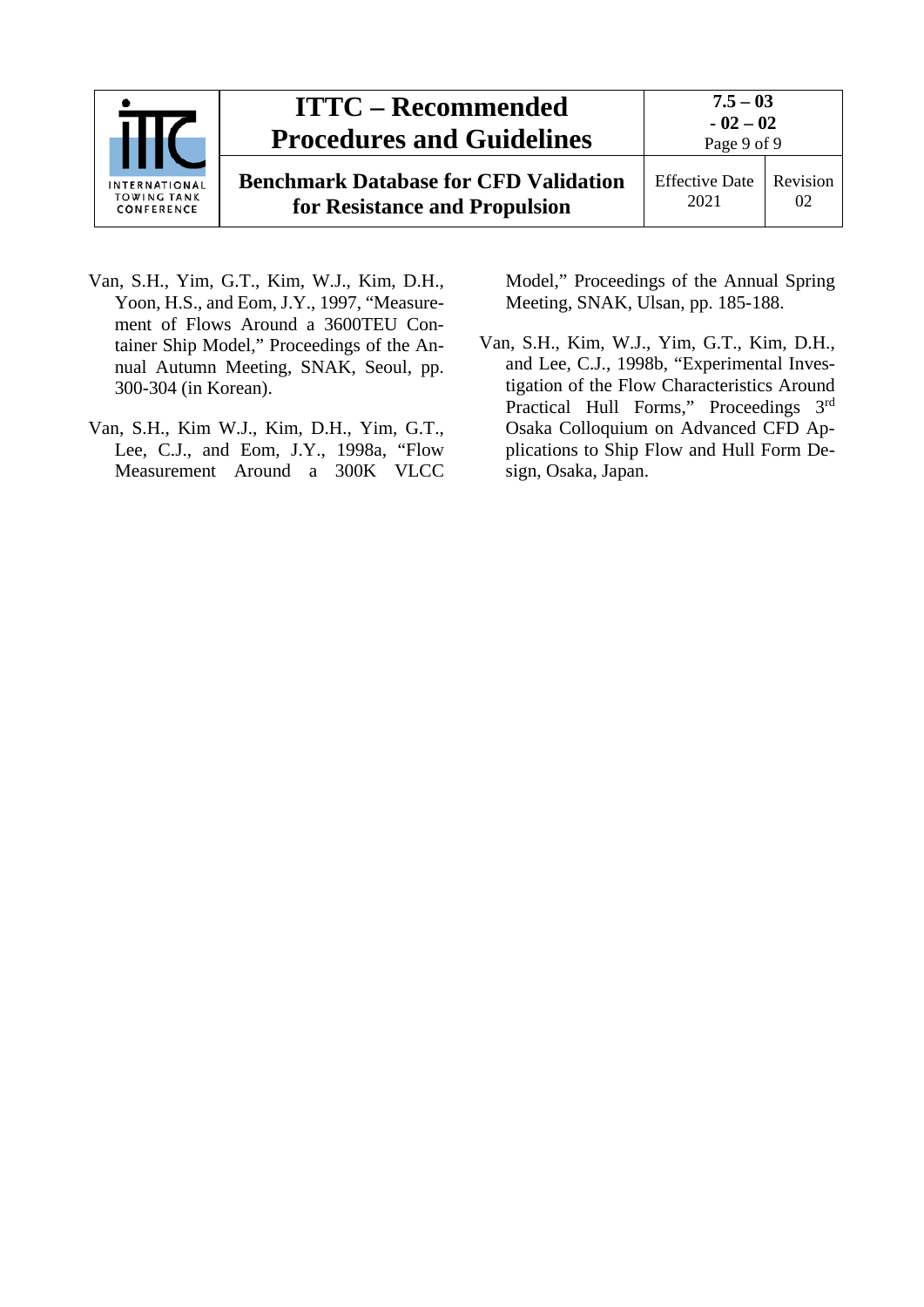Van, S.H., Yim, G.T., Kim, W.J., Kim, D.H., Yoon, H.S., and Eom, J.Y., 1997, "Measurement of Flows Around a 3600TEU Container Ship Model," Proceedings of the Annual Autumn Meeting, SNAK, Seoul, pp. 300-304 (in Korean).

Van, S.H., Kim W.J., Kim, D.H., Yim, G.T., Lee, C.J., and Eom, J.Y., 1998a, "Flow Measurement Around a 300K VLCC Model," Proceedings of the Annual Spring Meeting, SNAK, Ulsan, pp. 185-188.

Van, S.H., Kim, W.J., Yim, G.T., Kim, D.H., and Lee, C.J., 1998b, "Experimental Investigation of the Flow Characteristics Around Practical Hull Forms," Proceedings 3rd Osaka Colloquium on Advanced CFD Applications to Ship Flow and Hull Form Design, Osaka, Japan.